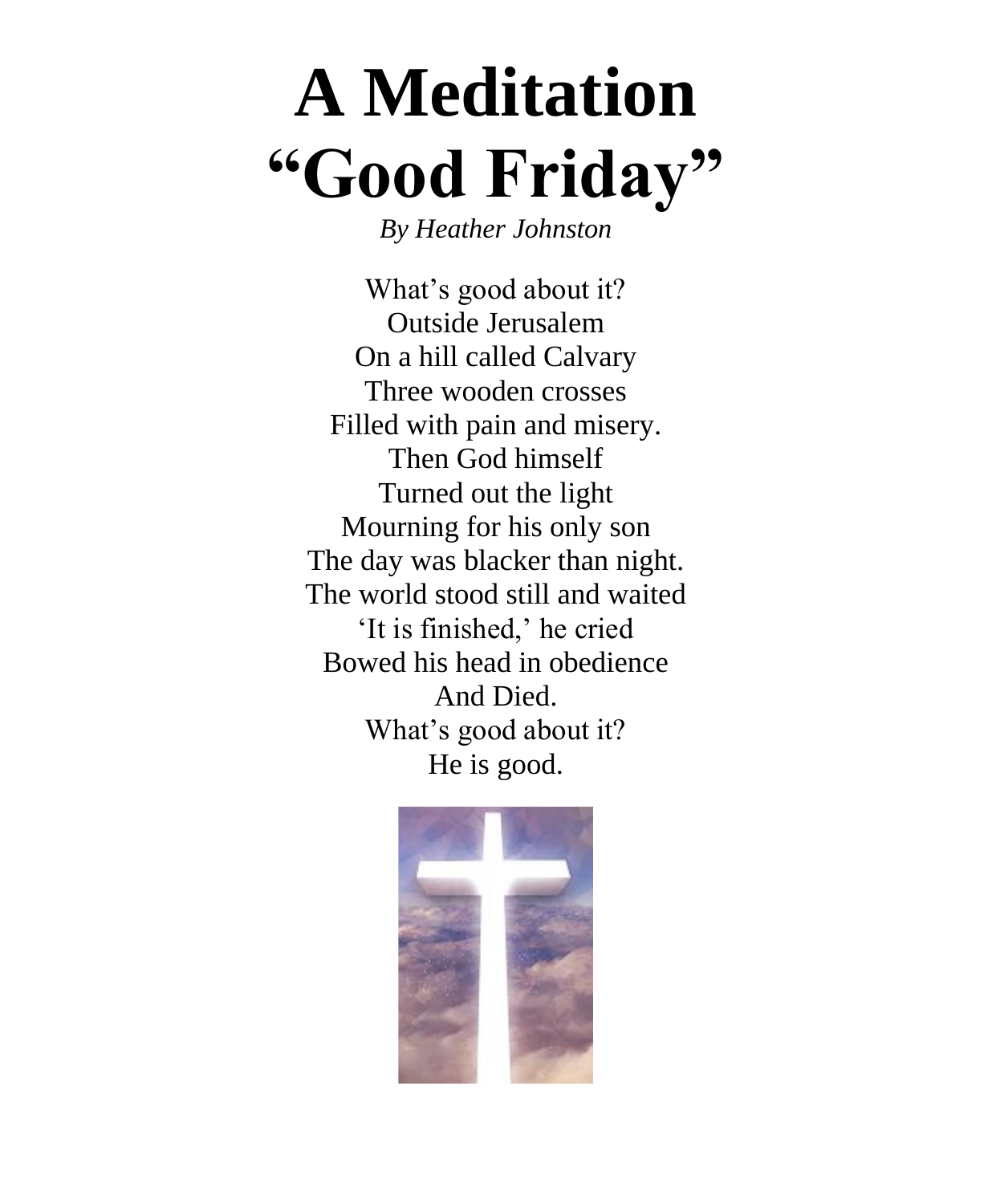# A Meditation
# "Good Friday"

*By Heather Johnston*

What's good about it?
Outside Jerusalem
On a hill called Calvary
Three wooden crosses
Filled with pain and misery.
Then God himself
Turned out the light
Mourning for his only son
The day was blacker than night.
The world stood still and waited
'It is finished,' he cried
Bowed his head in obedience
And Died.
What's good about it?
He is good.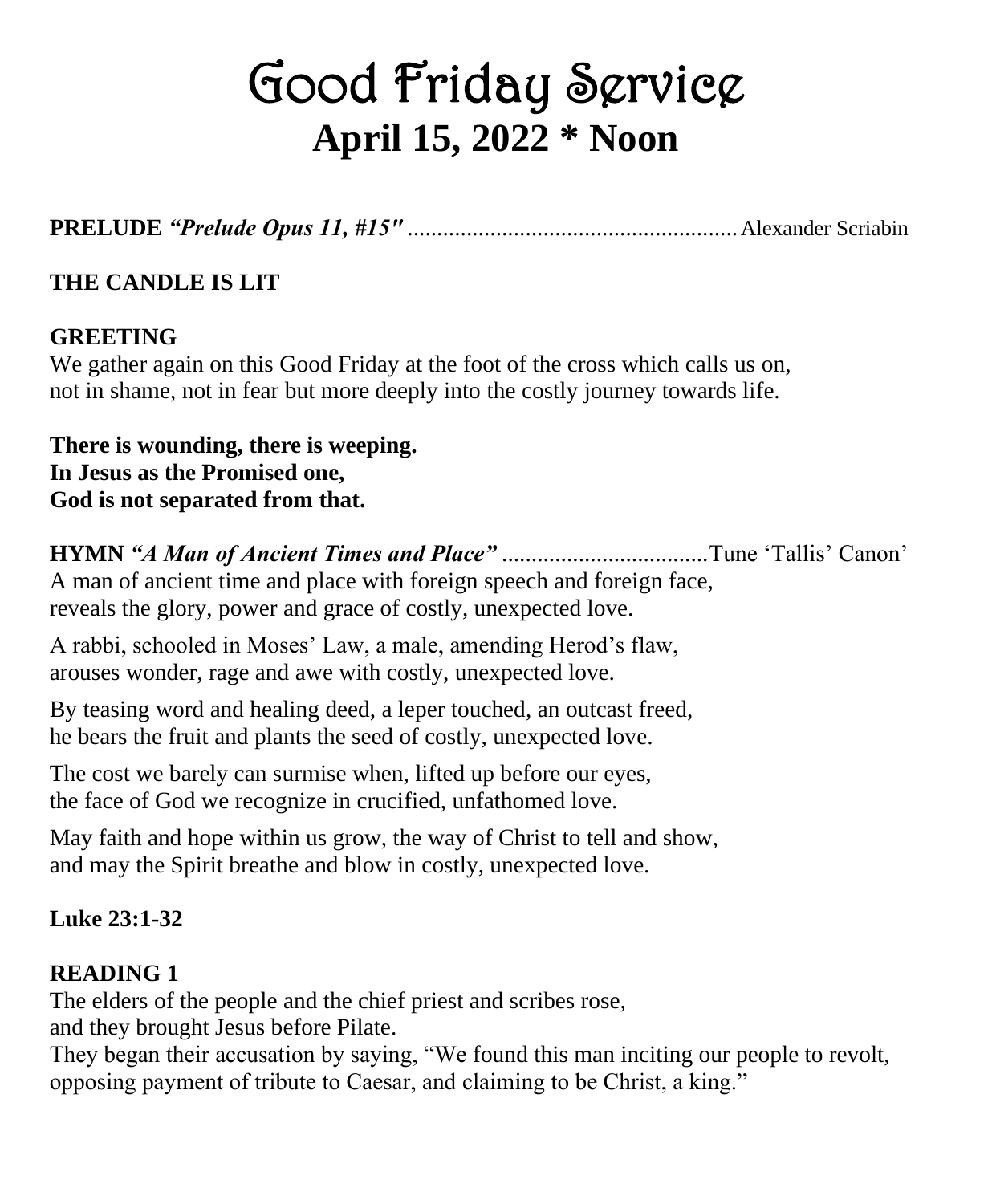# Good Friday Service

## April 15, 2022 * Noon

**PRELUDE** ***"Prelude Opus 11, #15"*** ........................................................ Alexander Scriabin

**THE CANDLE IS LIT**

**GREETING**

We gather again on this Good Friday at the foot of the cross which calls us on,
not in shame, not in fear but more deeply into the costly journey towards life.

**There is wounding, there is weeping.**
**In Jesus as the Promised one,**
**God is not separated from that.**

**HYMN** ***"A Man of Ancient Times and Place"*** ...................................Tune 'Tallis' Canon'

A man of ancient time and place with foreign speech and foreign face,
reveals the glory, power and grace of costly, unexpected love.

A rabbi, schooled in Moses' Law, a male, amending Herod's flaw,
arouses wonder, rage and awe with costly, unexpected love.

By teasing word and healing deed, a leper touched, an outcast freed,
he bears the fruit and plants the seed of costly, unexpected love.

The cost we barely can surmise when, lifted up before our eyes,
the face of God we recognize in crucified, unfathomed love.

May faith and hope within us grow, the way of Christ to tell and show,
and may the Spirit breathe and blow in costly, unexpected love.

**Luke 23:1-32**

**READING 1**

The elders of the people and the chief priest and scribes rose,
and they brought Jesus before Pilate.
They began their accusation by saying, "We found this man inciting our people to revolt,
opposing payment of tribute to Caesar, and claiming to be Christ, a king."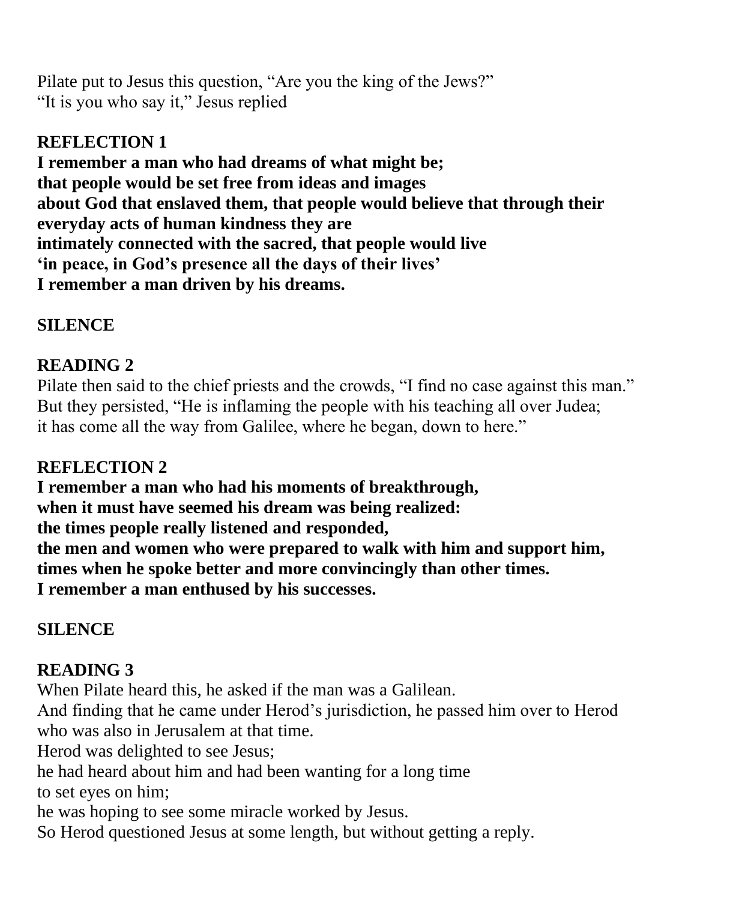Pilate put to Jesus this question, “Are you the king of the Jews?”
“It is you who say it,” Jesus replied

**REFLECTION 1**
**I remember a man who had dreams of what might be;**
**that people would be set free from ideas and images**
**about God that enslaved them, that people would believe that through their everyday acts of human kindness they are**
**intimately connected with the sacred, that people would live**
**‘in peace, in God’s presence all the days of their lives’**
**I remember a man driven by his dreams.**

**SILENCE**

**READING 2**
Pilate then said to the chief priests and the crowds, “I find no case against this man.”
But they persisted, “He is inflaming the people with his teaching all over Judea;
it has come all the way from Galilee, where he began, down to here.”

**REFLECTION 2**
**I remember a man who had his moments of breakthrough,**
**when it must have seemed his dream was being realized:**
**the times people really listened and responded,**
**the men and women who were prepared to walk with him and support him,**
**times when he spoke better and more convincingly than other times.**
**I remember a man enthused by his successes.**

**SILENCE**

**READING 3**
When Pilate heard this, he asked if the man was a Galilean.
And finding that he came under Herod’s jurisdiction, he passed him over to Herod who was also in Jerusalem at that time.
Herod was delighted to see Jesus;
he had heard about him and had been wanting for a long time
to set eyes on him;
he was hoping to see some miracle worked by Jesus.
So Herod questioned Jesus at some length, but without getting a reply.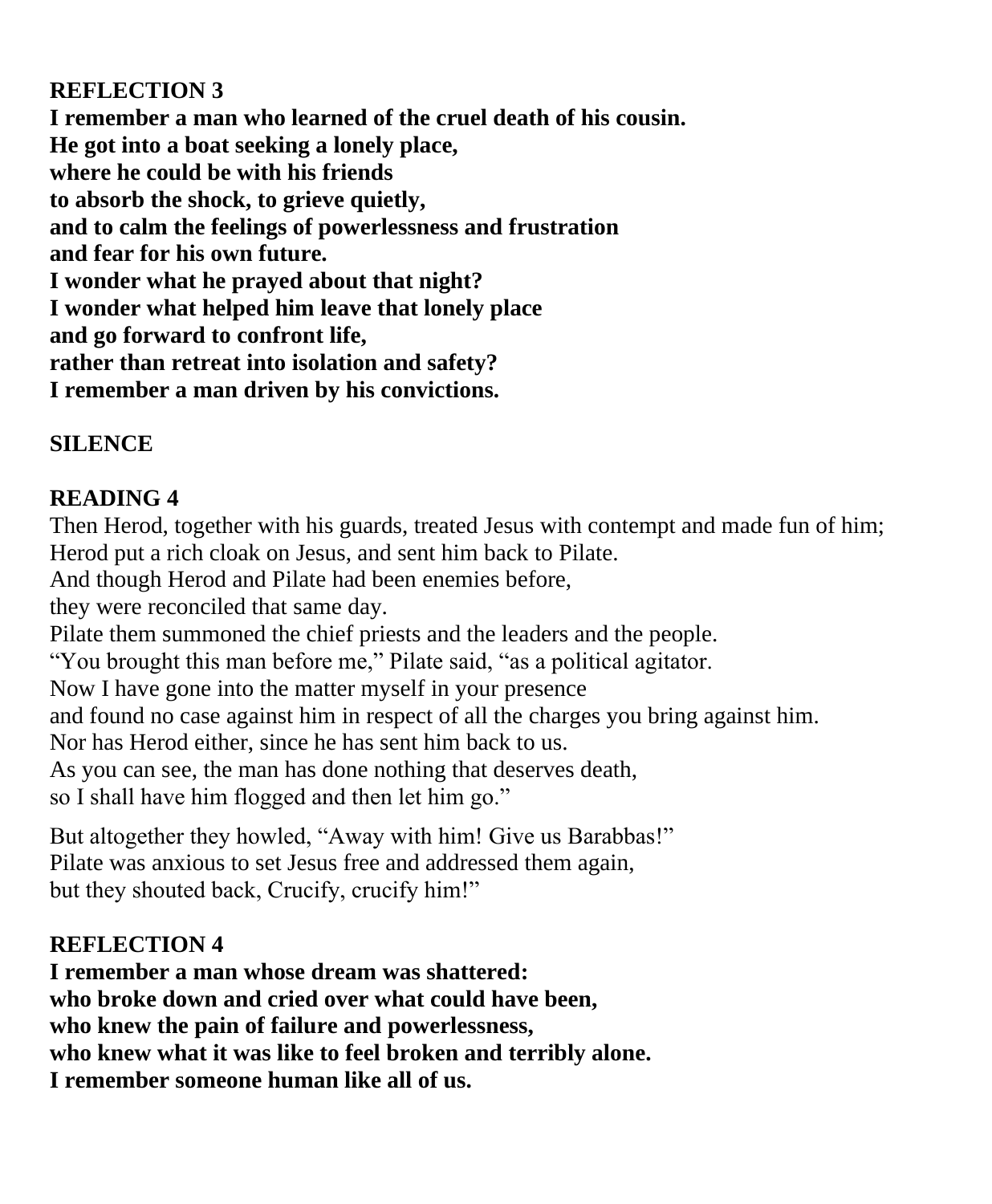**REFLECTION 3**
**I remember a man who learned of the cruel death of his cousin.**
**He got into a boat seeking a lonely place,**
**where he could be with his friends**
**to absorb the shock, to grieve quietly,**
**and to calm the feelings of powerlessness and frustration**
**and fear for his own future.**
**I wonder what he prayed about that night?**
**I wonder what helped him leave that lonely place**
**and go forward to confront life,**
**rather than retreat into isolation and safety?**
**I remember a man driven by his convictions.**

**SILENCE**

**READING 4**
Then Herod, together with his guards, treated Jesus with contempt and made fun of him;
Herod put a rich cloak on Jesus, and sent him back to Pilate.
And though Herod and Pilate had been enemies before,
they were reconciled that same day.
Pilate them summoned the chief priests and the leaders and the people.
"You brought this man before me," Pilate said, "as a political agitator.
Now I have gone into the matter myself in your presence
and found no case against him in respect of all the charges you bring against him.
Nor has Herod either, since he has sent him back to us.
As you can see, the man has done nothing that deserves death,
so I shall have him flogged and then let him go."

But altogether they howled, "Away with him! Give us Barabbas!"
Pilate was anxious to set Jesus free and addressed them again,
but they shouted back, Crucify, crucify him!"

**REFLECTION 4**
**I remember a man whose dream was shattered:**
**who broke down and cried over what could have been,**
**who knew the pain of failure and powerlessness,**
**who knew what it was like to feel broken and terribly alone.**
**I remember someone human like all of us.**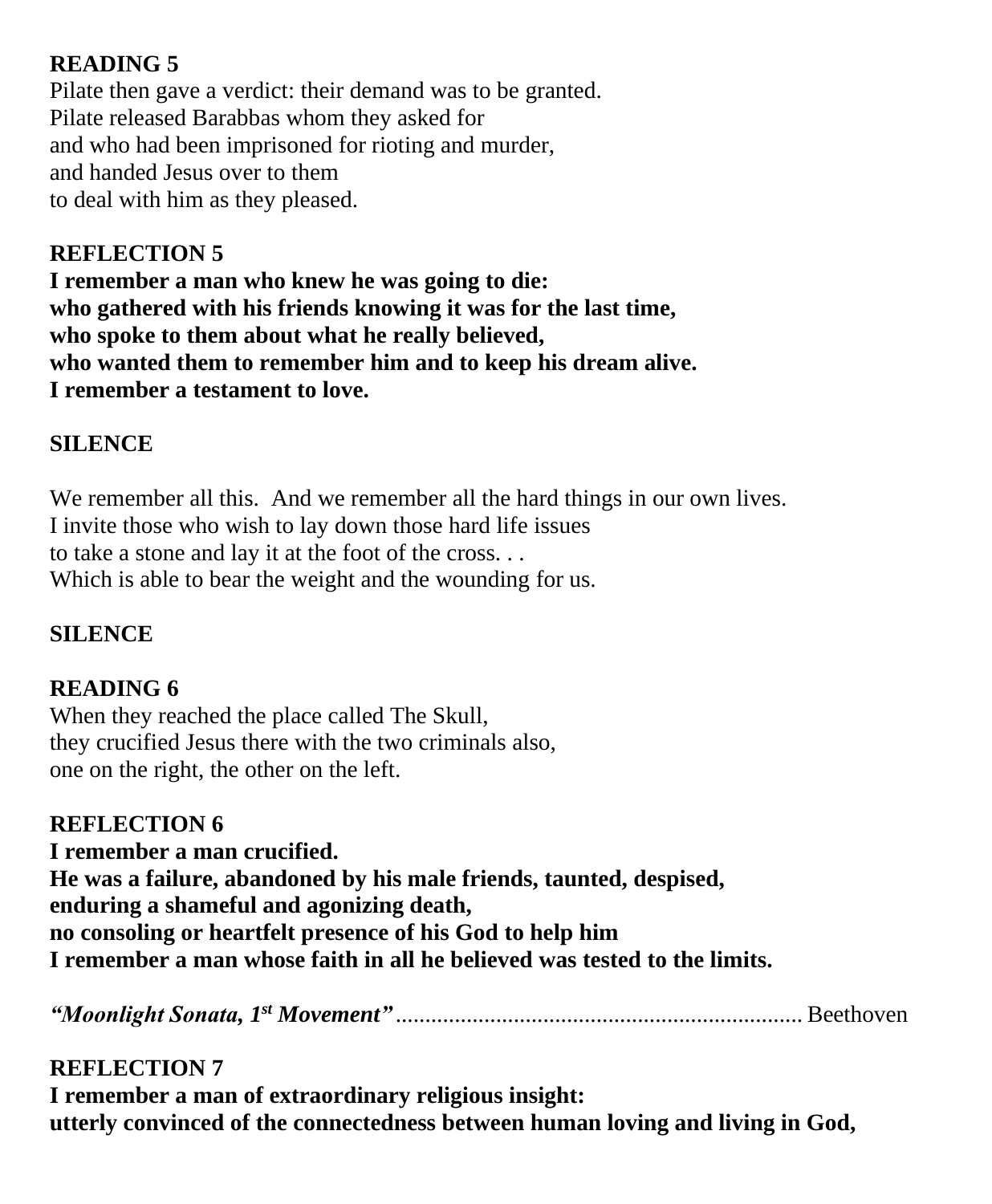**READING 5**

Pilate then gave a verdict: their demand was to be granted.
Pilate released Barabbas whom they asked for
and who had been imprisoned for rioting and murder,
and handed Jesus over to them
to deal with him as they pleased.

**REFLECTION 5**

**I remember a man who knew he was going to die:**
**who gathered with his friends knowing it was for the last time,**
**who spoke to them about what he really believed,**
**who wanted them to remember him and to keep his dream alive.**
**I remember a testament to love.**

**SILENCE**

We remember all this. And we remember all the hard things in our own lives.
I invite those who wish to lay down those hard life issues
to take a stone and lay it at the foot of the cross. . .
Which is able to bear the weight and the wounding for us.

**SILENCE**

**READING 6**

When they reached the place called The Skull,
they crucified Jesus there with the two criminals also,
one on the right, the other on the left.

**REFLECTION 6**

**I remember a man crucified.**
**He was a failure, abandoned by his male friends, taunted, despised,**
**enduring a shameful and agonizing death,**
**no consoling or heartfelt presence of his God to help him**
**I remember a man whose faith in all he believed was tested to the limits.**

***"Moonlight Sonata, 1st Movement"*** ..................................................................... Beethoven

**REFLECTION 7**

**I remember a man of extraordinary religious insight:**
**utterly convinced of the connectedness between human loving and living in God,**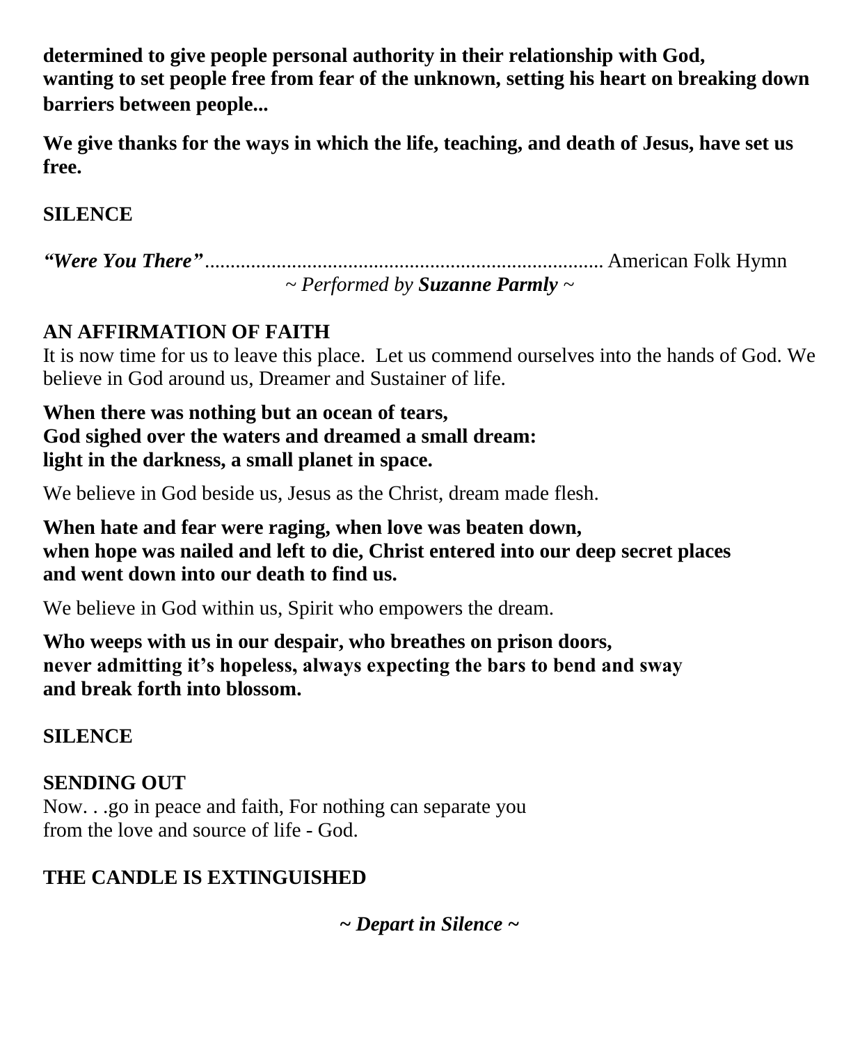**determined to give people personal authority in their relationship with God,**
**wanting to set people free from fear of the unknown, setting his heart on breaking down barriers between people...**

**We give thanks for the ways in which the life, teaching, and death of Jesus, have set us free.**

**SILENCE**

***"Were You There"***............................................................................. American Folk Hymn
*~ Performed by **Suzanne Parmly** ~*

**AN AFFIRMATION OF FAITH**
It is now time for us to leave this place. Let us commend ourselves into the hands of God. We believe in God around us, Dreamer and Sustainer of life.

**When there was nothing but an ocean of tears,**
**God sighed over the waters and dreamed a small dream:**
**light in the darkness, a small planet in space.**

We believe in God beside us, Jesus as the Christ, dream made flesh.

**When hate and fear were raging, when love was beaten down,**
**when hope was nailed and left to die, Christ entered into our deep secret places**
**and went down into our death to find us.**

We believe in God within us, Spirit who empowers the dream.

**Who weeps with us in our despair, who breathes on prison doors,**
**never admitting it's hopeless, always expecting the bars to bend and sway**
**and break forth into blossom.**

**SILENCE**

**SENDING OUT**
Now. . .go in peace and faith, For nothing can separate you
from the love and source of life - God.

**THE CANDLE IS EXTINGUISHED**

***~ Depart in Silence ~***